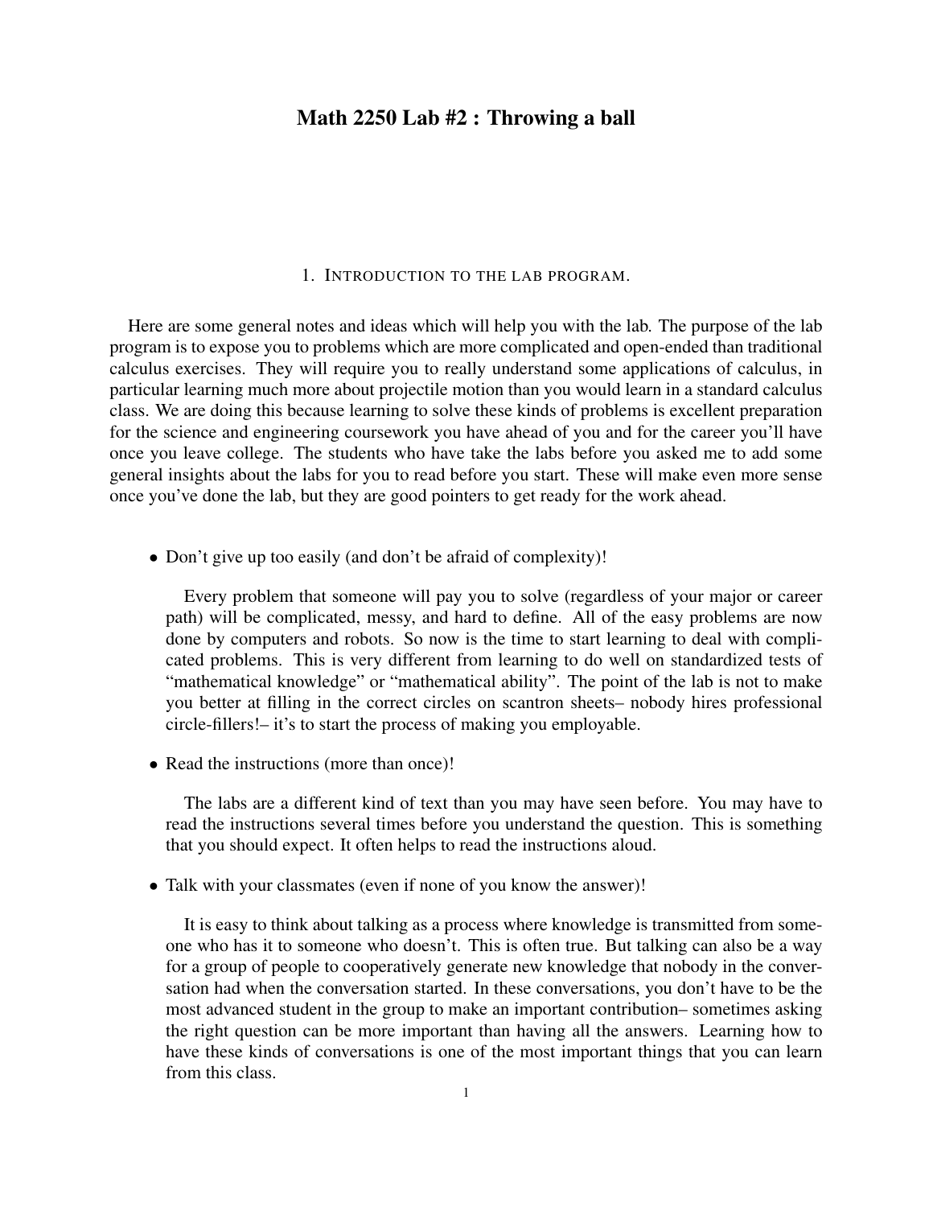# Math 2250 Lab #2 : Throwing a ball

## 1. Introduction to the lab program.

Here are some general notes and ideas which will help you with the lab. The purpose of the lab program is to expose you to problems which are more complicated and open-ended than traditional calculus exercises. They will require you to really understand some applications of calculus, in particular learning much more about projectile motion than you would learn in a standard calculus class. We are doing this because learning to solve these kinds of problems is excellent preparation for the science and engineering coursework you have ahead of you and for the career you'll have once you leave college. The students who have take the labs before you asked me to add some general insights about the labs for you to read before you start. These will make even more sense once you've done the lab, but they are good pointers to get ready for the work ahead.

- Don't give up too easily (and don't be afraid of complexity)!

  Every problem that someone will pay you to solve (regardless of your major or career path) will be complicated, messy, and hard to define. All of the easy problems are now done by computers and robots. So now is the time to start learning to deal with complicated problems. This is very different from learning to do well on standardized tests of "mathematical knowledge" or "mathematical ability". The point of the lab is not to make you better at filling in the correct circles on scantron sheets– nobody hires professional circle-fillers!– it's to start the process of making you employable.

- Read the instructions (more than once)!

  The labs are a different kind of text than you may have seen before. You may have to read the instructions several times before you understand the question. This is something that you should expect. It often helps to read the instructions aloud.

- Talk with your classmates (even if none of you know the answer)!

  It is easy to think about talking as a process where knowledge is transmitted from someone who has it to someone who doesn't. This is often true. But talking can also be a way for a group of people to cooperatively generate new knowledge that nobody in the conversation had when the conversation started. In these conversations, you don't have to be the most advanced student in the group to make an important contribution– sometimes asking the right question can be more important than having all the answers. Learning how to have these kinds of conversations is one of the most important things that you can learn from this class.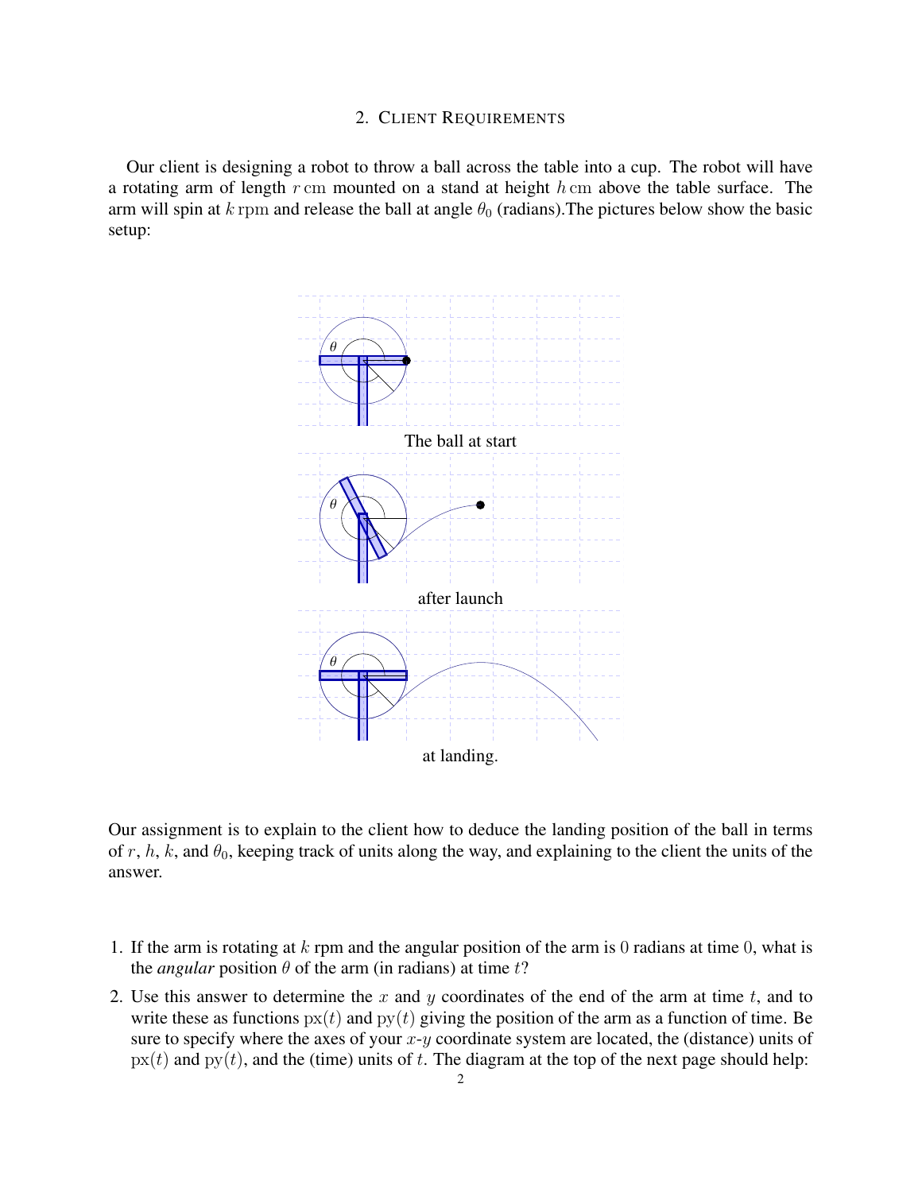## 2. Client Requirements

Our client is designing a robot to throw a ball across the table into a cup. The robot will have a rotating arm of length $r\,\mathrm{cm}$ mounted on a stand at height $h\,\mathrm{cm}$ above the table surface. The arm will spin at $k\,\mathrm{rpm}$ and release the ball at angle $\theta_0$ (radians).The pictures below show the basic setup:

The ball at start

after launch

at landing.

Our assignment is to explain to the client how to deduce the landing position of the ball in terms of $r$, $h$, $k$, and $\theta_0$, keeping track of units along the way, and explaining to the client the units of the answer.

1. If the arm is rotating at $k$ rpm and the angular position of the arm is $0$ radians at time $0$, what is the *angular* position $\theta$ of the arm (in radians) at time $t$?
2. Use this answer to determine the $x$ and $y$ coordinates of the end of the arm at time $t$, and to write these as functions $\mathrm{px}(t)$ and $\mathrm{py}(t)$ giving the position of the arm as a function of time. Be sure to specify where the axes of your $x$-$y$ coordinate system are located, the (distance) units of $\mathrm{px}(t)$ and $\mathrm{py}(t)$, and the (time) units of $t$. The diagram at the top of the next page should help: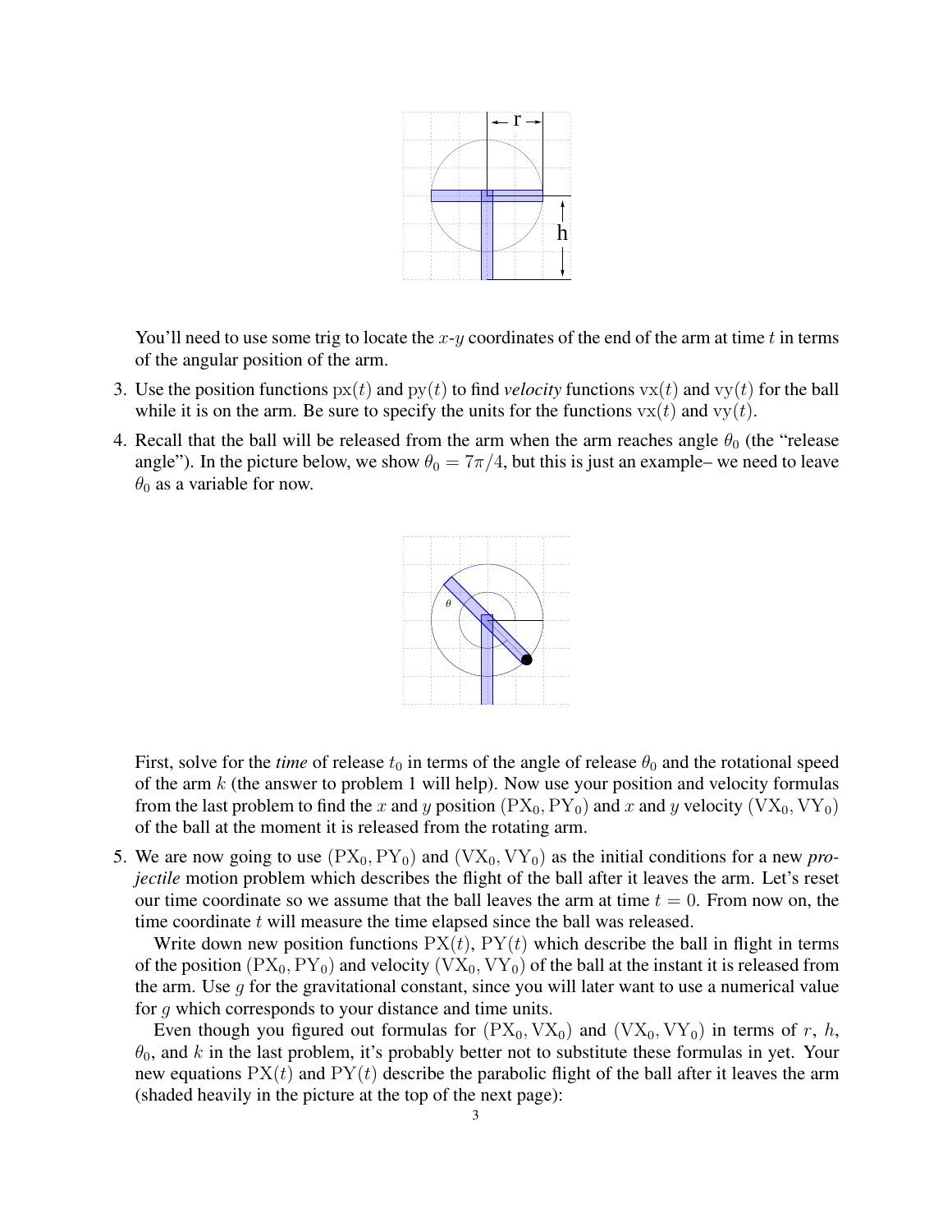You'll need to use some trig to locate the $x$-$y$ coordinates of the end of the arm at time $t$ in terms of the angular position of the arm.

3. Use the position functions $\mathrm{px}(t)$ and $\mathrm{py}(t)$ to find *velocity* functions $\mathrm{vx}(t)$ and $\mathrm{vy}(t)$ for the ball while it is on the arm. Be sure to specify the units for the functions $\mathrm{vx}(t)$ and $\mathrm{vy}(t)$.

4. Recall that the ball will be released from the arm when the arm reaches angle $\theta_0$ (the "release angle"). In the picture below, we show $\theta_0 = 7\pi/4$, but this is just an example– we need to leave $\theta_0$ as a variable for now.

   First, solve for the *time* of release $t_0$ in terms of the angle of release $\theta_0$ and the rotational speed of the arm $k$ (the answer to problem 1 will help). Now use your position and velocity formulas from the last problem to find the $x$ and $y$ position $(\mathrm{PX}_0, \mathrm{PY}_0)$ and $x$ and $y$ velocity $(\mathrm{VX}_0, \mathrm{VY}_0)$ of the ball at the moment it is released from the rotating arm.

5. We are now going to use $(\mathrm{PX}_0, \mathrm{PY}_0)$ and $(\mathrm{VX}_0, \mathrm{VY}_0)$ as the initial conditions for a new *projectile* motion problem which describes the flight of the ball after it leaves the arm. Let's reset our time coordinate so we assume that the ball leaves the arm at time $t = 0$. From now on, the time coordinate $t$ will measure the time elapsed since the ball was released.

   Write down new position functions $\mathrm{PX}(t)$, $\mathrm{PY}(t)$ which describe the ball in flight in terms of the position $(\mathrm{PX}_0, \mathrm{PY}_0)$ and velocity $(\mathrm{VX}_0, \mathrm{VY}_0)$ of the ball at the instant it is released from the arm. Use $g$ for the gravitational constant, since you will later want to use a numerical value for $g$ which corresponds to your distance and time units.

   Even though you figured out formulas for $(\mathrm{PX}_0, \mathrm{VX}_0)$ and $(\mathrm{VX}_0, \mathrm{VY}_0)$ in terms of $r$, $h$, $\theta_0$, and $k$ in the last problem, it's probably better not to substitute these formulas in yet. Your new equations $\mathrm{PX}(t)$ and $\mathrm{PY}(t)$ describe the parabolic flight of the ball after it leaves the arm (shaded heavily in the picture at the top of the next page):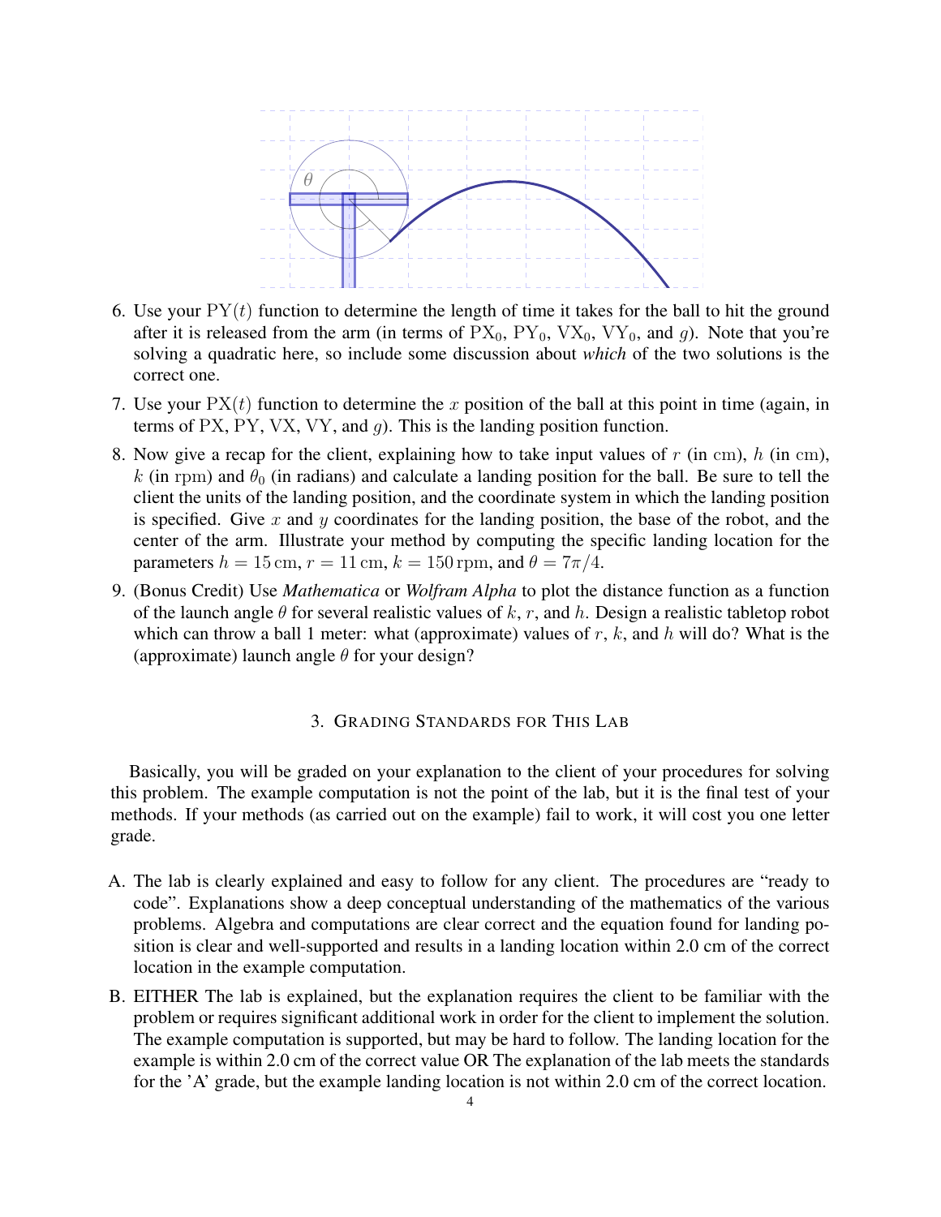6. Use your $\mathrm{PY}(t)$ function to determine the length of time it takes for the ball to hit the ground after it is released from the arm (in terms of $\mathrm{PX}_0$, $\mathrm{PY}_0$, $\mathrm{VX}_0$, $\mathrm{VY}_0$, and $g$). Note that you're solving a quadratic here, so include some discussion about *which* of the two solutions is the correct one.
7. Use your $\mathrm{PX}(t)$ function to determine the $x$ position of the ball at this point in time (again, in terms of $\mathrm{PX}$, $\mathrm{PY}$, $\mathrm{VX}$, $\mathrm{VY}$, and $g$). This is the landing position function.
8. Now give a recap for the client, explaining how to take input values of $r$ (in $\mathrm{cm}$), $h$ (in $\mathrm{cm}$), $k$ (in $\mathrm{rpm}$) and $\theta_0$ (in radians) and calculate a landing position for the ball. Be sure to tell the client the units of the landing position, and the coordinate system in which the landing position is specified. Give $x$ and $y$ coordinates for the landing position, the base of the robot, and the center of the arm. Illustrate your method by computing the specific landing location for the parameters $h = 15\,\mathrm{cm}$, $r = 11\,\mathrm{cm}$, $k = 150\,\mathrm{rpm}$, and $\theta = 7\pi/4$.
9. (Bonus Credit) Use *Mathematica* or *Wolfram Alpha* to plot the distance function as a function of the launch angle $\theta$ for several realistic values of $k$, $r$, and $h$. Design a realistic tabletop robot which can throw a ball 1 meter: what (approximate) values of $r$, $k$, and $h$ will do? What is the (approximate) launch angle $\theta$ for your design?

## 3. Grading Standards for This Lab

Basically, you will be graded on your explanation to the client of your procedures for solving this problem. The example computation is not the point of the lab, but it is the final test of your methods. If your methods (as carried out on the example) fail to work, it will cost you one letter grade.

A. The lab is clearly explained and easy to follow for any client. The procedures are "ready to code". Explanations show a deep conceptual understanding of the mathematics of the various problems. Algebra and computations are clear correct and the equation found for landing position is clear and well-supported and results in a landing location within 2.0 cm of the correct location in the example computation.

B. EITHER The lab is explained, but the explanation requires the client to be familiar with the problem or requires significant additional work in order for the client to implement the solution. The example computation is supported, but may be hard to follow. The landing location for the example is within 2.0 cm of the correct value OR The explanation of the lab meets the standards for the 'A' grade, but the example landing location is not within 2.0 cm of the correct location.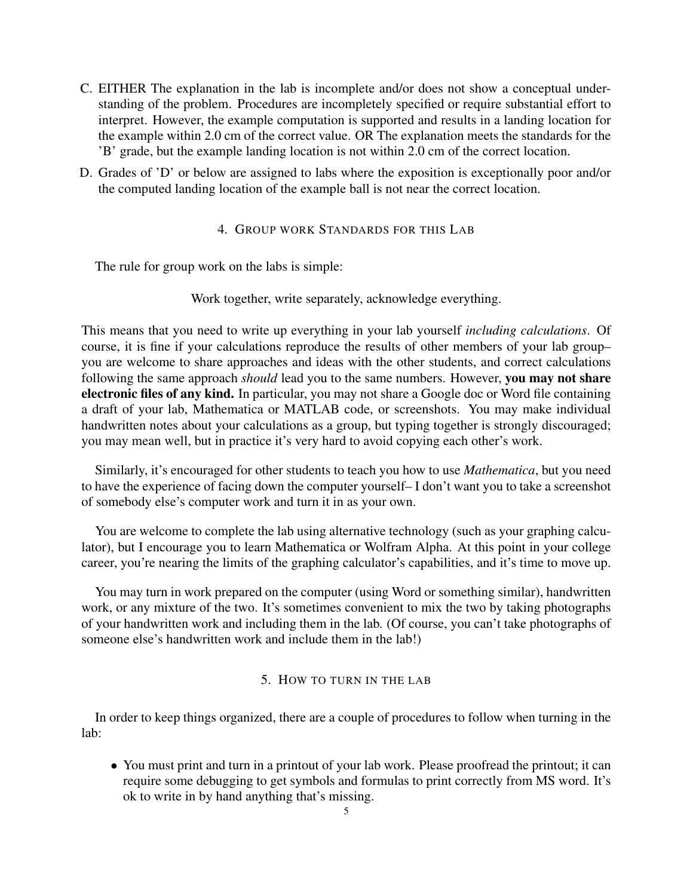C. EITHER The explanation in the lab is incomplete and/or does not show a conceptual understanding of the problem. Procedures are incompletely specified or require substantial effort to interpret. However, the example computation is supported and results in a landing location for the example within 2.0 cm of the correct value. OR The explanation meets the standards for the 'B' grade, but the example landing location is not within 2.0 cm of the correct location.

D. Grades of 'D' or below are assigned to labs where the exposition is exceptionally poor and/or the computed landing location of the example ball is not near the correct location.

## 4. Group work Standards for this Lab

The rule for group work on the labs is simple:

Work together, write separately, acknowledge everything.

This means that you need to write up everything in your lab yourself *including calculations*. Of course, it is fine if your calculations reproduce the results of other members of your lab group– you are welcome to share approaches and ideas with the other students, and correct calculations following the same approach *should* lead you to the same numbers. However, **you may not share electronic files of any kind.** In particular, you may not share a Google doc or Word file containing a draft of your lab, Mathematica or MATLAB code, or screenshots. You may make individual handwritten notes about your calculations as a group, but typing together is strongly discouraged; you may mean well, but in practice it's very hard to avoid copying each other's work.

Similarly, it's encouraged for other students to teach you how to use *Mathematica*, but you need to have the experience of facing down the computer yourself– I don't want you to take a screenshot of somebody else's computer work and turn it in as your own.

You are welcome to complete the lab using alternative technology (such as your graphing calculator), but I encourage you to learn Mathematica or Wolfram Alpha. At this point in your college career, you're nearing the limits of the graphing calculator's capabilities, and it's time to move up.

You may turn in work prepared on the computer (using Word or something similar), handwritten work, or any mixture of the two. It's sometimes convenient to mix the two by taking photographs of your handwritten work and including them in the lab. (Of course, you can't take photographs of someone else's handwritten work and include them in the lab!)

## 5. How to turn in the lab

In order to keep things organized, there are a couple of procedures to follow when turning in the lab:

- You must print and turn in a printout of your lab work. Please proofread the printout; it can require some debugging to get symbols and formulas to print correctly from MS word. It's ok to write in by hand anything that's missing.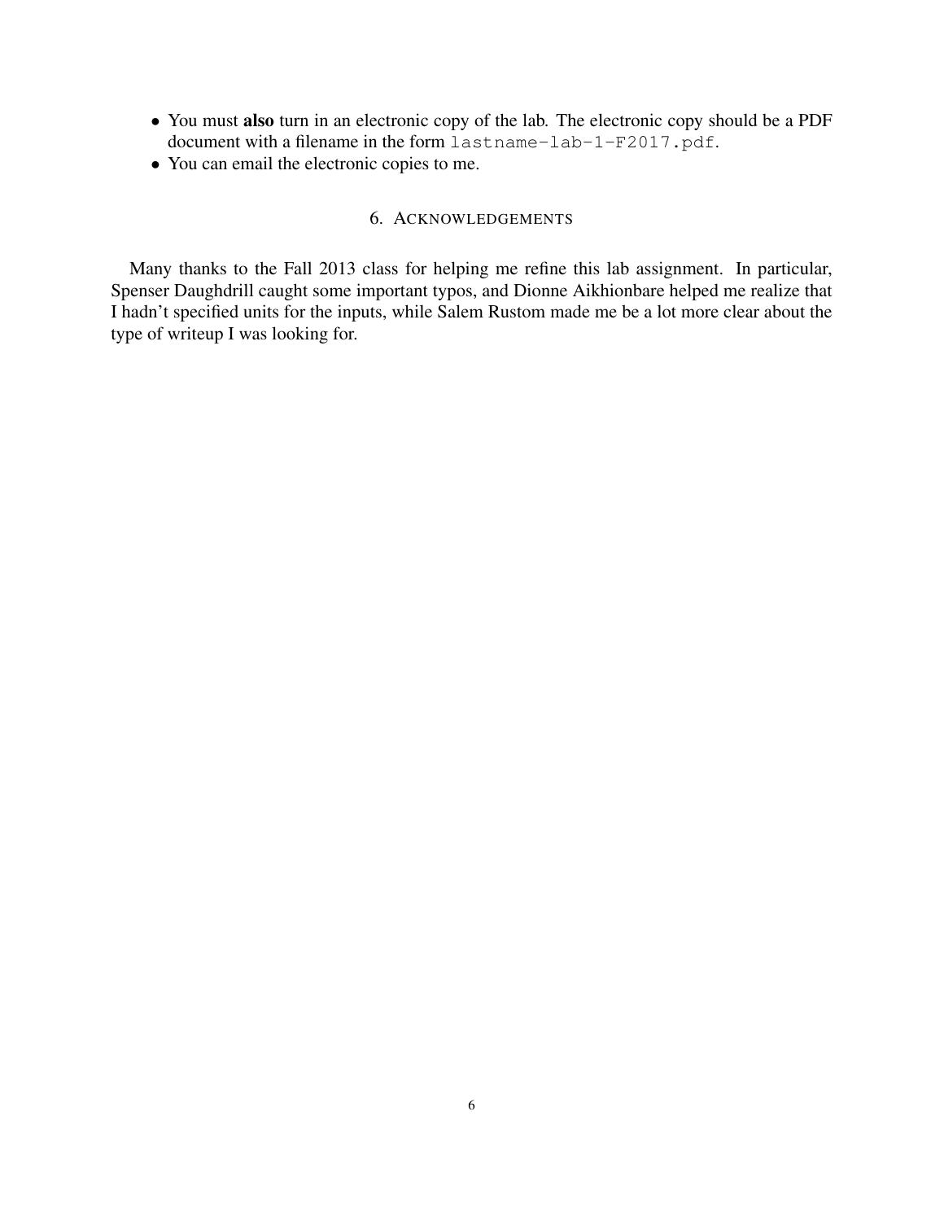- You must **also** turn in an electronic copy of the lab. The electronic copy should be a PDF document with a filename in the form `lastname-lab-1-F2017.pdf`.
- You can email the electronic copies to me.

## 6. ACKNOWLEDGEMENTS

Many thanks to the Fall 2013 class for helping me refine this lab assignment. In particular, Spenser Daughdrill caught some important typos, and Dionne Aikhionbare helped me realize that I hadn't specified units for the inputs, while Salem Rustom made me be a lot more clear about the type of writeup I was looking for.